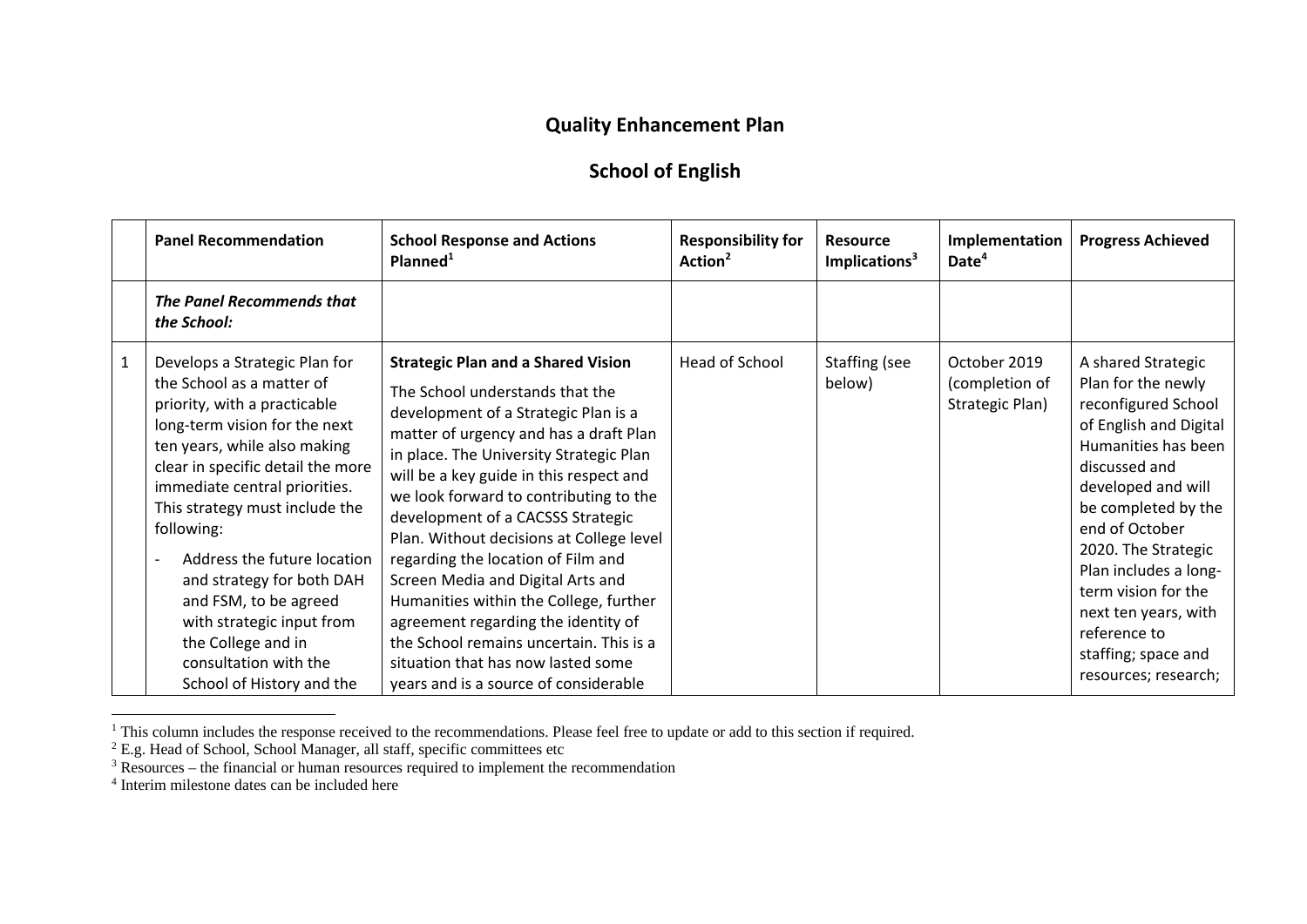# Quality Enhancement Plan

## School of English

| | Panel Recommendation | School Response and Actions Planned[1] | Responsibility for Action[2] | Resource Implications[3] | Implementation Date[4] | Progress Achieved |
|---|---|---|---|---|---|---|
| | ***The Panel Recommends that the School:*** | | | | | |
| 1 | Develops a Strategic Plan for the School as a matter of priority, with a practicable long-term vision for the next ten years, while also making clear in specific detail the more immediate central priorities. This strategy must include the following:<br>- Address the future location and strategy for both DAH and FSM, to be agreed with strategic input from the College and in consultation with the School of History and the | **Strategic Plan and a Shared Vision**<br>The School understands that the development of a Strategic Plan is a matter of urgency and has a draft Plan in place. The University Strategic Plan will be a key guide in this respect and we look forward to contributing to the development of a CACSSS Strategic Plan. Without decisions at College level regarding the location of Film and Screen Media and Digital Arts and Humanities within the College, further agreement regarding the identity of the School remains uncertain. This is a situation that has now lasted some years and is a source of considerable | Head of School | Staffing (see below) | October 2019 (completion of Strategic Plan) | A shared Strategic Plan for the newly reconfigured School of English and Digital Humanities has been discussed and developed and will be completed by the end of October 2020. The Strategic Plan includes a long-term vision for the next ten years, with reference to staffing; space and resources; research; |

[1] This column includes the response received to the recommendations. Please feel free to update or add to this section if required.
[2] E.g. Head of School, School Manager, all staff, specific committees etc
[3] Resources – the financial or human resources required to implement the recommendation
[4] Interim milestone dates can be included here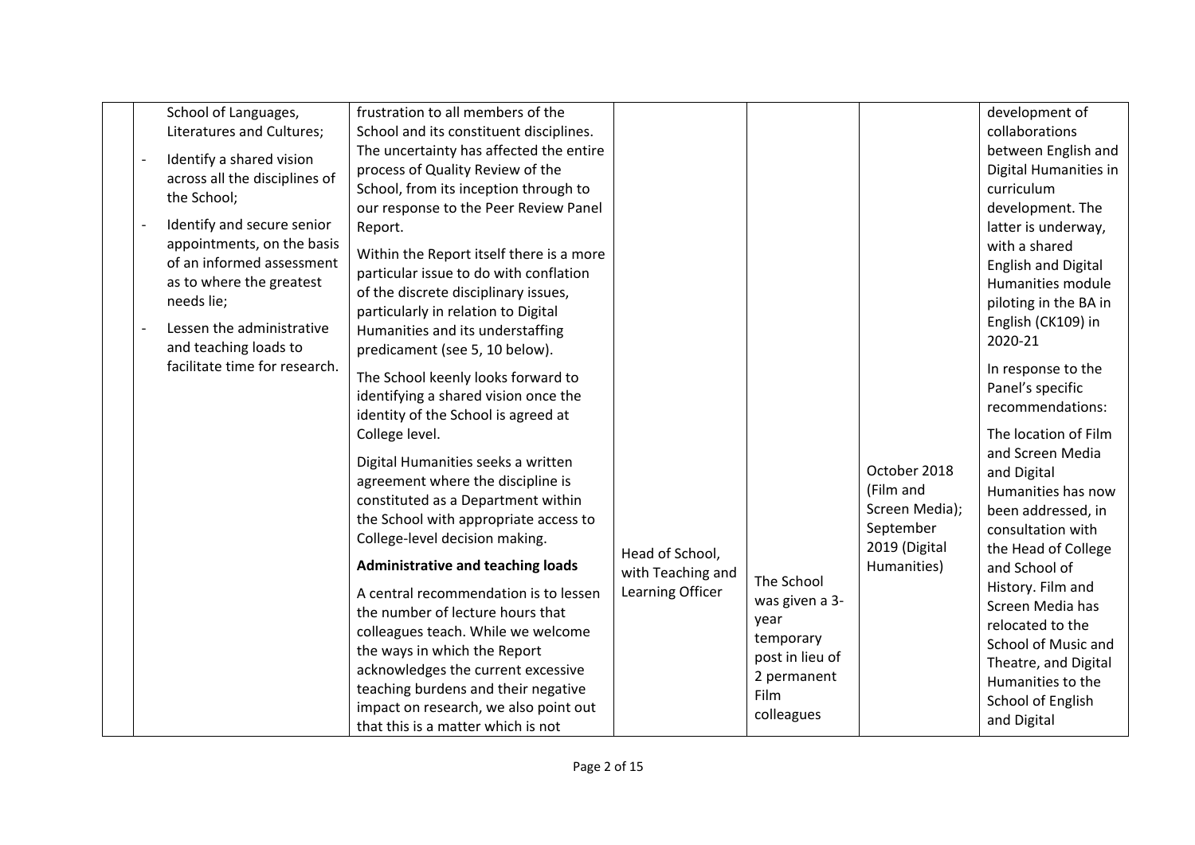| | | | | | | |
|---|---|---|---|---|---|---|
| | School of Languages, Literatures and Cultures;<br>- Identify a shared vision across all the disciplines of the School;<br>- Identify and secure senior appointments, on the basis of an informed assessment as to where the greatest needs lie;<br>- Lessen the administrative and teaching loads to facilitate time for research. | frustration to all members of the School and its constituent disciplines. The uncertainty has affected the entire process of Quality Review of the School, from its inception through to our response to the Peer Review Panel Report.<br><br>Within the Report itself there is a more particular issue to do with conflation of the discrete disciplinary issues, particularly in relation to Digital Humanities and its understaffing predicament (see 5, 10 below).<br><br>The School keenly looks forward to identifying a shared vision once the identity of the School is agreed at College level.<br><br>Digital Humanities seeks a written agreement where the discipline is constituted as a Department within the School with appropriate access to College-level decision making.<br><br>**Administrative and teaching loads**<br><br>A central recommendation is to lessen the number of lecture hours that colleagues teach. While we welcome the ways in which the Report acknowledges the current excessive teaching burdens and their negative impact on research, we also point out that this is a matter which is not | Head of School, with Teaching and Learning Officer | The School was given a 3-year temporary post in lieu of 2 permanent Film colleagues | October 2018 (Film and Screen Media); September 2019 (Digital Humanities) | development of collaborations between English and Digital Humanities in curriculum development. The latter is underway, with a shared English and Digital Humanities module piloting in the BA in English (CK109) in 2020-21<br><br>In response to the Panel's specific recommendations:<br><br>The location of Film and Screen Media and Digital Humanities has now been addressed, in consultation with the Head of College and School of History. Film and Screen Media has relocated to the School of Music and Theatre, and Digital Humanities to the School of English and Digital |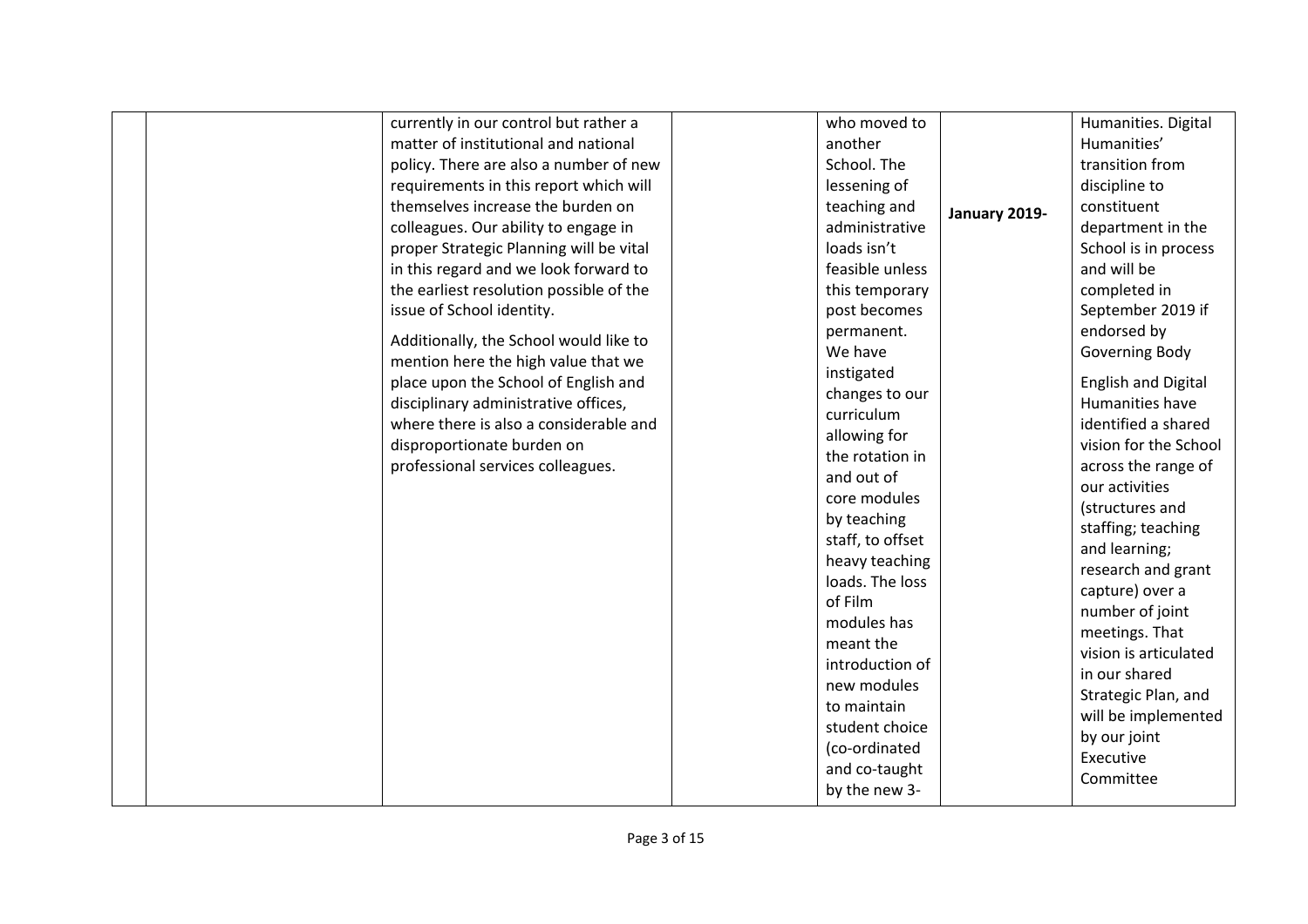|  |  |  |  |  |  |  |
|---|---|---|---|---|---|---|
|  |  | currently in our control but rather a matter of institutional and national policy. There are also a number of new requirements in this report which will themselves increase the burden on colleagues. Our ability to engage in proper Strategic Planning will be vital in this regard and we look forward to the earliest resolution possible of the issue of School identity.<br><br>Additionally, the School would like to mention here the high value that we place upon the School of English and disciplinary administrative offices, where there is also a considerable and disproportionate burden on professional services colleagues. |  | who moved to another School. The lessening of teaching and administrative loads isn't feasible unless this temporary post becomes permanent. We have instigated changes to our curriculum allowing for the rotation in and out of core modules by teaching staff, to offset heavy teaching loads. The loss of Film modules has meant the introduction of new modules to maintain student choice (co-ordinated and co-taught by the new 3- | **January 2019-** | Humanities. Digital Humanities' transition from discipline to constituent department in the School is in process and will be completed in September 2019 if endorsed by Governing Body<br><br>English and Digital Humanities have identified a shared vision for the School across the range of our activities (structures and staffing; teaching and learning; research and grant capture) over a number of joint meetings. That vision is articulated in our shared Strategic Plan, and will be implemented by our joint Executive Committee |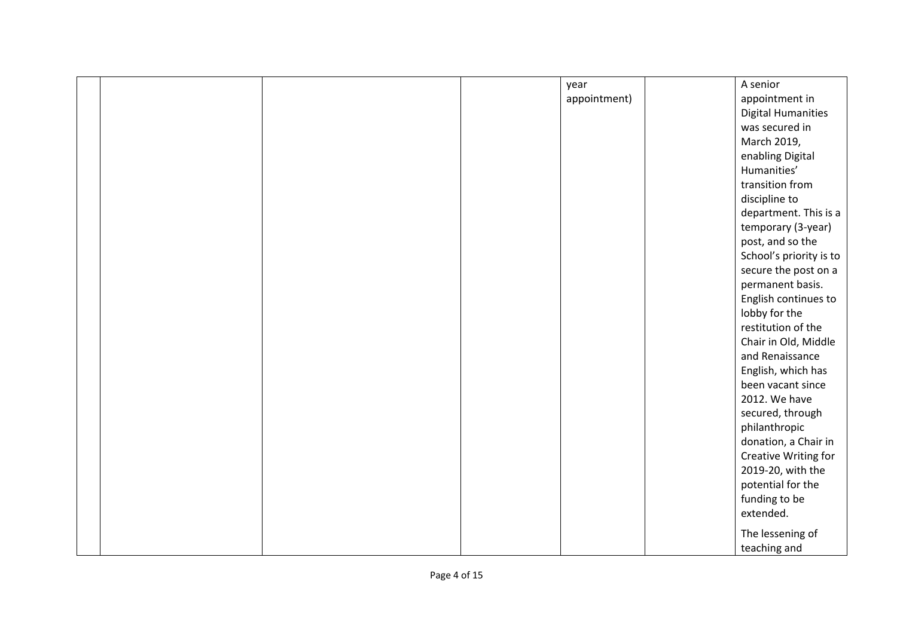|  |  |  |  |  |  |  |
|---|---|---|---|---|---|---|
|  |  |  |  | year appointment) |  | A senior appointment in Digital Humanities was secured in March 2019, enabling Digital Humanities' transition from discipline to department. This is a temporary (3-year) post, and so the School's priority is to secure the post on a permanent basis. English continues to lobby for the restitution of the Chair in Old, Middle and Renaissance English, which has been vacant since 2012. We have secured, through philanthropic donation, a Chair in Creative Writing for 2019-20, with the potential for the funding to be extended.<br><br>The lessening of teaching and |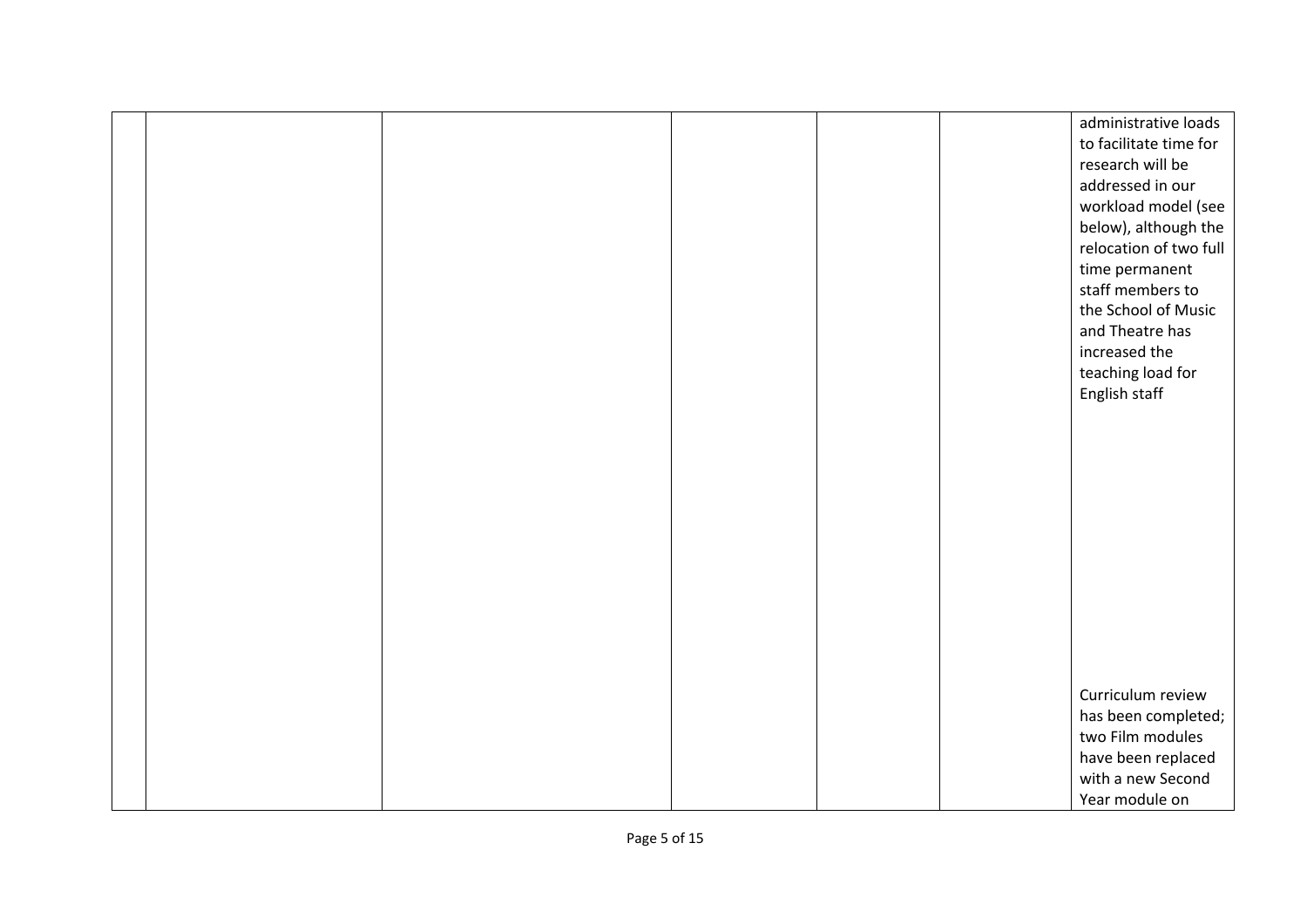|  |  |  |  |  |  |  |
|---|---|---|---|---|---|---|
|  |  |  |  |  |  | administrative loads to facilitate time for research will be addressed in our workload model (see below), although the relocation of two full time permanent staff members to the School of Music and Theatre has increased the teaching load for English staff<br><br>Curriculum review has been completed; two Film modules have been replaced with a new Second Year module on |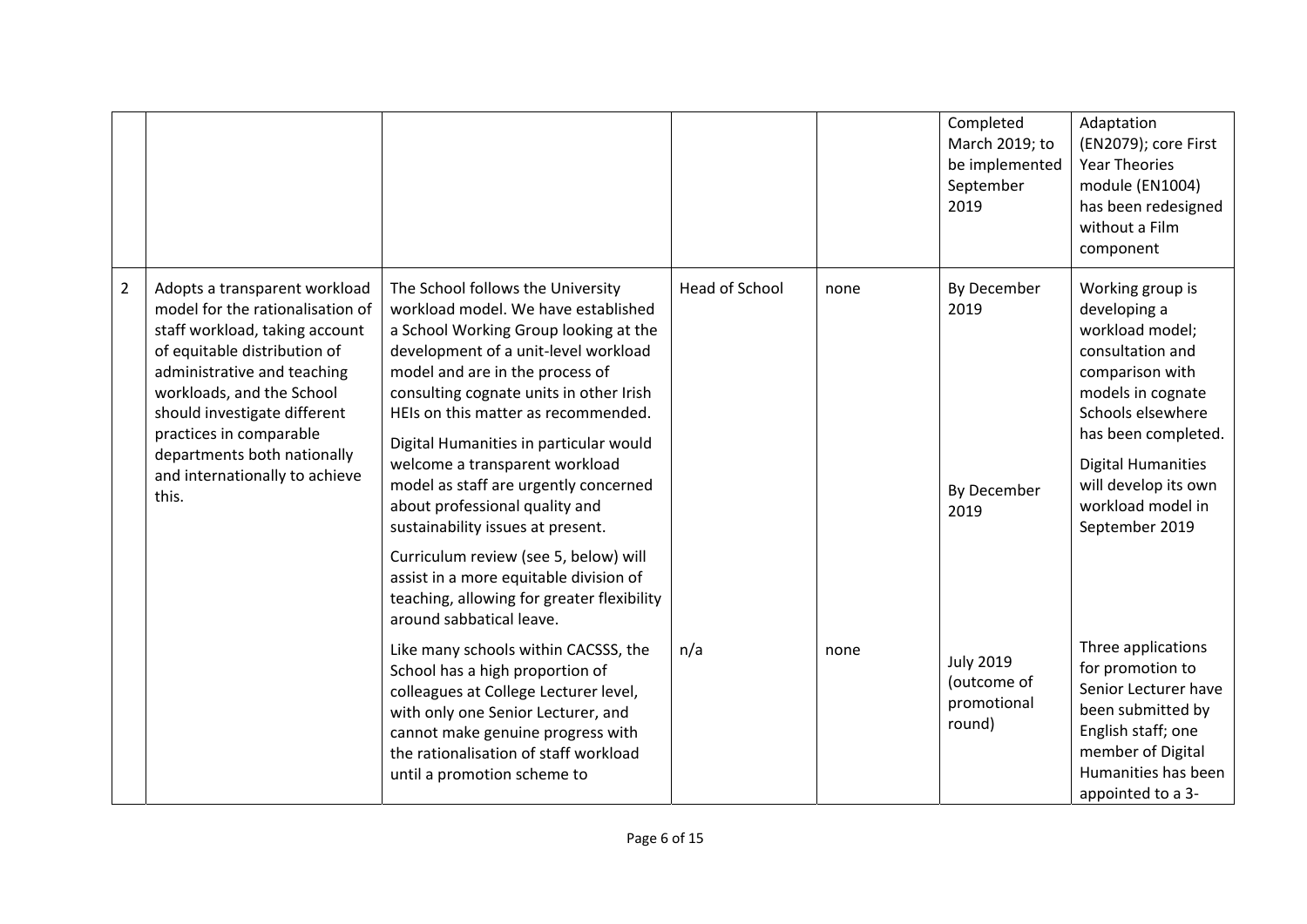| | | | | | | |
|---|---|---|---|---|---|---|
| | | | | | Completed March 2019; to be implemented September 2019 | Adaptation (EN2079); core First Year Theories module (EN1004) has been redesigned without a Film component |
| 2 | Adopts a transparent workload model for the rationalisation of staff workload, taking account of equitable distribution of administrative and teaching workloads, and the School should investigate different practices in comparable departments both nationally and internationally to achieve this. | The School follows the University workload model. We have established a School Working Group looking at the development of a unit-level workload model and are in the process of consulting cognate units in other Irish HEIs on this matter as recommended. | Head of School | none | By December 2019 | Working group is developing a workload model; consultation and comparison with models in cognate Schools elsewhere has been completed. |
| | | Digital Humanities in particular would welcome a transparent workload model as staff are urgently concerned about professional quality and sustainability issues at present. | | | By December 2019 | Digital Humanities will develop its own workload model in September 2019 |
| | | Curriculum review (see 5, below) will assist in a more equitable division of teaching, allowing for greater flexibility around sabbatical leave. | | | | |
| | | Like many schools within CACSSS, the School has a high proportion of colleagues at College Lecturer level, with only one Senior Lecturer, and cannot make genuine progress with the rationalisation of staff workload until a promotion scheme to | n/a | none | July 2019 (outcome of promotional round) | Three applications for promotion to Senior Lecturer have been submitted by English staff; one member of Digital Humanities has been appointed to a 3- |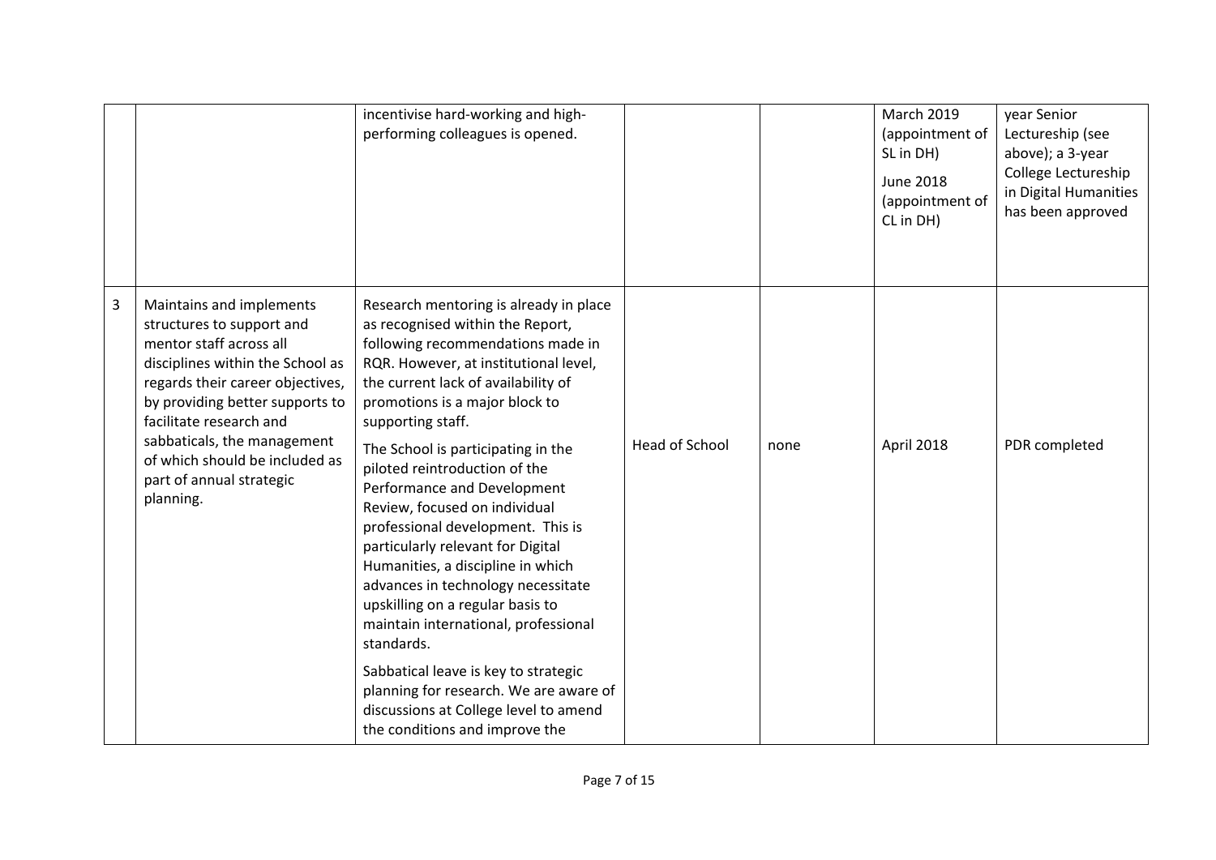| | | | | | | |
|---|---|---|---|---|---|---|
| | | incentivise hard-working and high-performing colleagues is opened. | | | March 2019 (appointment of SL in DH)<br><br>June 2018 (appointment of CL in DH) | year Senior Lectureship (see above); a 3-year College Lectureship in Digital Humanities has been approved |
| 3 | Maintains and implements structures to support and mentor staff across all disciplines within the School as regards their career objectives, by providing better supports to facilitate research and sabbaticals, the management of which should be included as part of annual strategic planning. | Research mentoring is already in place as recognised within the Report, following recommendations made in RQR. However, at institutional level, the current lack of availability of promotions is a major block to supporting staff.<br><br>The School is participating in the piloted reintroduction of the Performance and Development Review, focused on individual professional development. This is particularly relevant for Digital Humanities, a discipline in which advances in technology necessitate upskilling on a regular basis to maintain international, professional standards.<br><br>Sabbatical leave is key to strategic planning for research. We are aware of discussions at College level to amend the conditions and improve the | Head of School | none | April 2018 | PDR completed |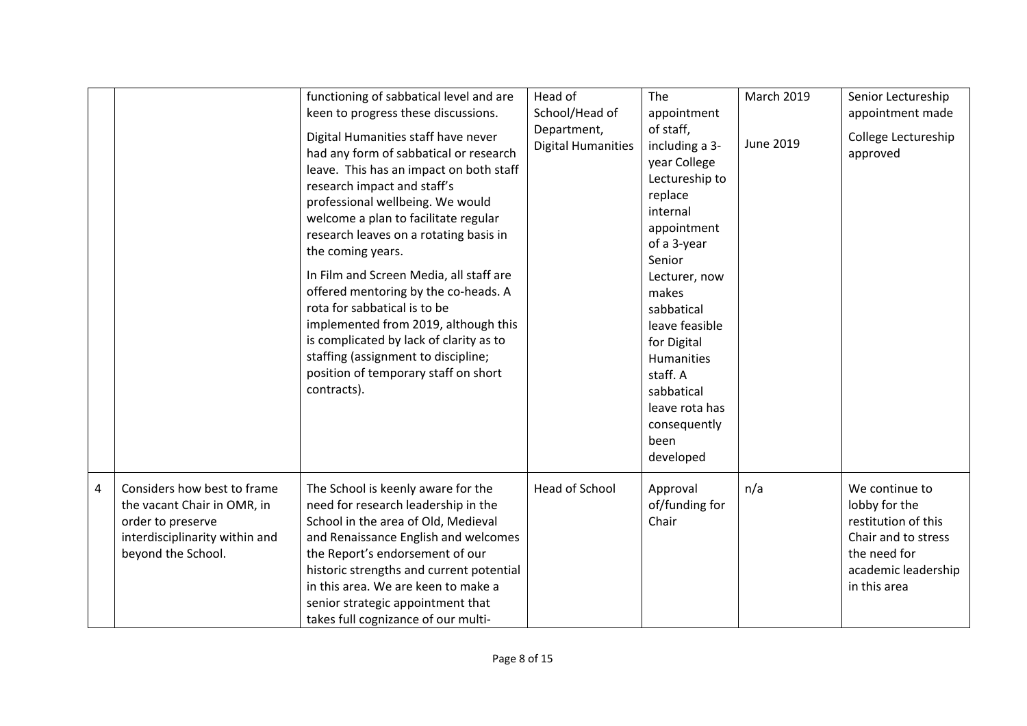| | | functioning of sabbatical level and are keen to progress these discussions.<br><br>Digital Humanities staff have never had any form of sabbatical or research leave. This has an impact on both staff research impact and staff's professional wellbeing. We would welcome a plan to facilitate regular research leaves on a rotating basis in the coming years.<br><br>In Film and Screen Media, all staff are offered mentoring by the co-heads. A rota for sabbatical is to be implemented from 2019, although this is complicated by lack of clarity as to staffing (assignment to discipline; position of temporary staff on short contracts). | Head of School/Head of Department, Digital Humanities | The appointment of staff, including a 3-year College Lectureship to replace internal appointment of a 3-year Senior Lecturer, now makes sabbatical leave feasible for Digital Humanities staff. A sabbatical leave rota has consequently been developed | March 2019<br><br>June 2019 | Senior Lectureship appointment made<br><br>College Lectureship approved |
|---|---|---|---|---|---|---|
| 4 | Considers how best to frame the vacant Chair in OMR, in order to preserve interdisciplinarity within and beyond the School. | The School is keenly aware for the need for research leadership in the School in the area of Old, Medieval and Renaissance English and welcomes the Report's endorsement of our historic strengths and current potential in this area. We are keen to make a senior strategic appointment that takes full cognizance of our multi- | Head of School | Approval of/funding for Chair | n/a | We continue to lobby for the restitution of this Chair and to stress the need for academic leadership in this area |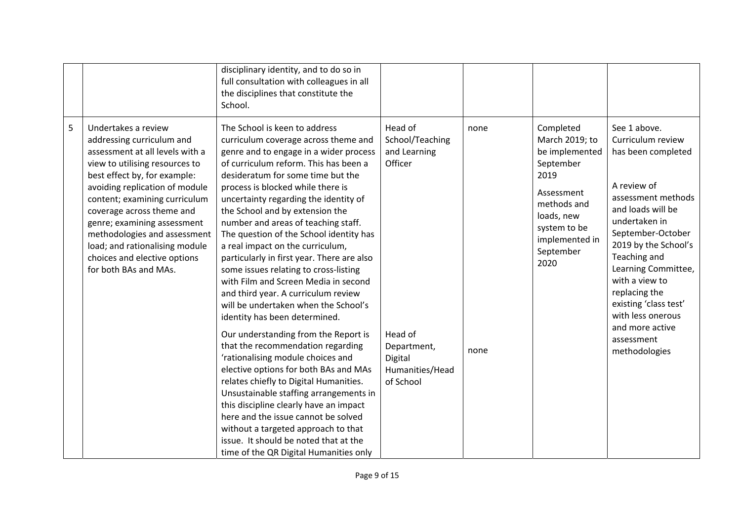| | | | | | | |
|---|---|---|---|---|---|---|
| | | disciplinary identity, and to do so in full consultation with colleagues in all the disciplines that constitute the School. | | | | |
| 5 | Undertakes a review addressing curriculum and assessment at all levels with a view to utilising resources to best effect by, for example: avoiding replication of module content; examining curriculum coverage across theme and genre; examining assessment methodologies and assessment load; and rationalising module choices and elective options for both BAs and MAs. | The School is keen to address curriculum coverage across theme and genre and to engage in a wider process of curriculum reform. This has been a desideratum for some time but the process is blocked while there is uncertainty regarding the identity of the School and by extension the number and areas of teaching staff. The question of the School identity has a real impact on the curriculum, particularly in first year. There are also some issues relating to cross-listing with Film and Screen Media in second and third year. A curriculum review will be undertaken when the School's identity has been determined.<br><br>Our understanding from the Report is that the recommendation regarding 'rationalising module choices and elective options for both BAs and MAs relates chiefly to Digital Humanities. Unsustainable staffing arrangements in this discipline clearly have an impact here and the issue cannot be solved without a targeted approach to that issue. It should be noted that at the time of the QR Digital Humanities only | Head of School/Teaching and Learning Officer<br><br>Head of Department, Digital Humanities/Head of School | none<br><br>none | Completed March 2019; to be implemented September 2019<br><br>Assessment methods and loads, new system to be implemented in September 2020 | See 1 above. Curriculum review has been completed<br><br>A review of assessment methods and loads will be undertaken in September-October 2019 by the School's Teaching and Learning Committee, with a view to replacing the existing 'class test' with less onerous and more active assessment methodologies |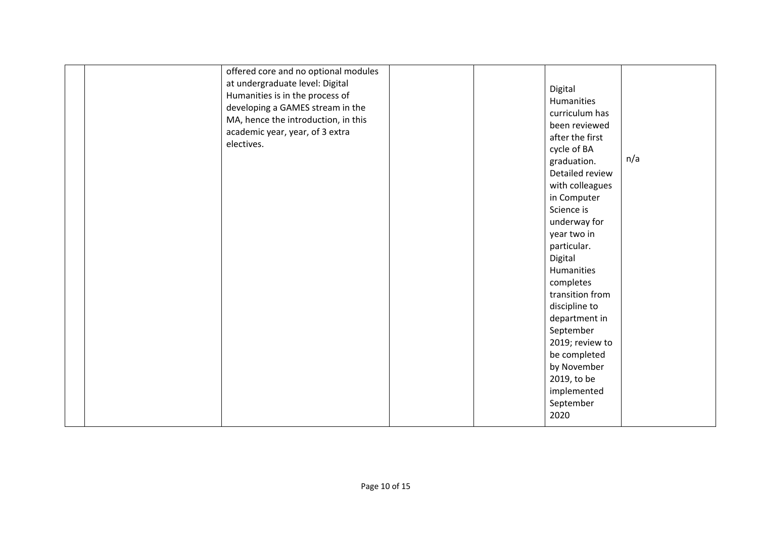| | | | | | | |
|---|---|---|---|---|---|---|
| | | offered core and no optional modules at undergraduate level: Digital Humanities is in the process of developing a GAMES stream in the MA, hence the introduction, in this academic year, year, of 3 extra electives. | | | Digital Humanities curriculum has been reviewed after the first cycle of BA graduation. Detailed review with colleagues in Computer Science is underway for year two in particular. Digital Humanities completes transition from discipline to department in September 2019; review to be completed by November 2019, to be implemented September 2020 | n/a |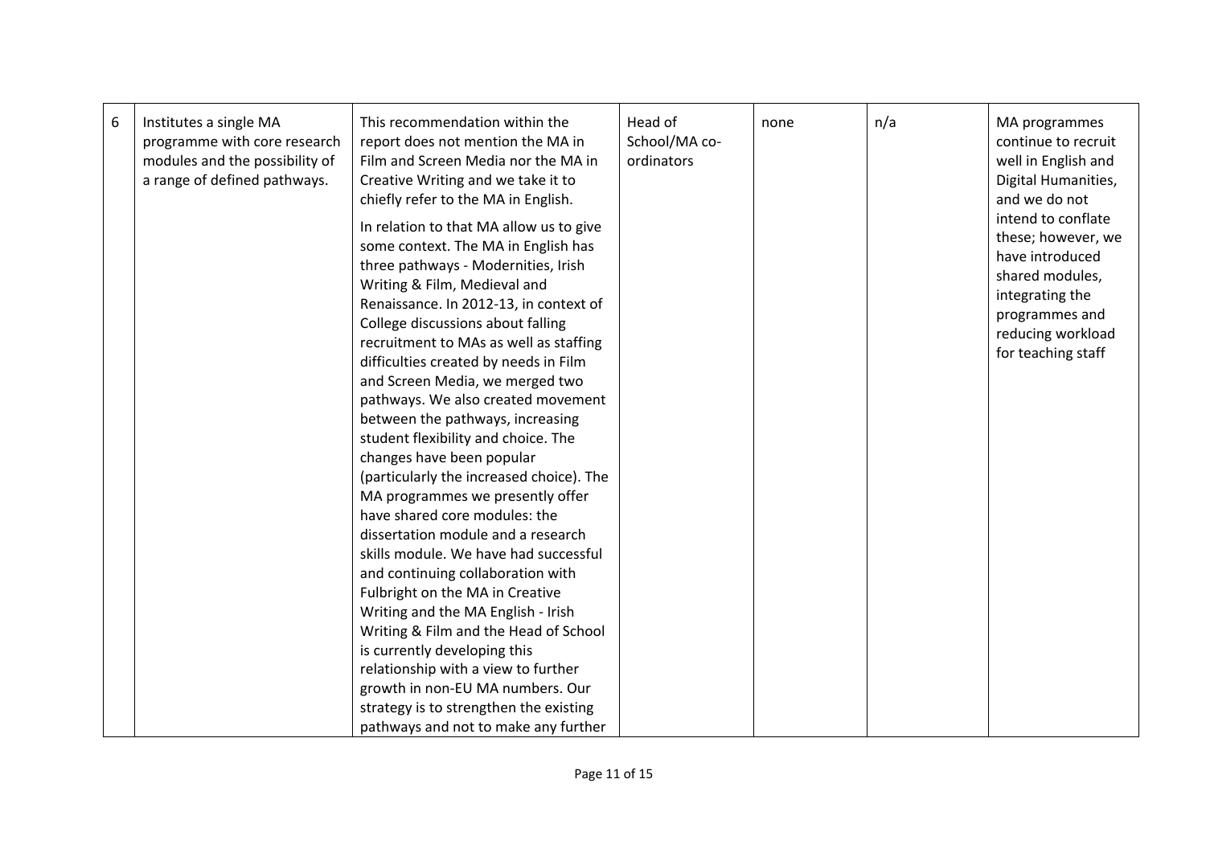| 6 | Institutes a single MA programme with core research modules and the possibility of a range of defined pathways. | This recommendation within the report does not mention the MA in Film and Screen Media nor the MA in Creative Writing and we take it to chiefly refer to the MA in English.<br><br>In relation to that MA allow us to give some context. The MA in English has three pathways - Modernities, Irish Writing & Film, Medieval and Renaissance. In 2012-13, in context of College discussions about falling recruitment to MAs as well as staffing difficulties created by needs in Film and Screen Media, we merged two pathways. We also created movement between the pathways, increasing student flexibility and choice. The changes have been popular (particularly the increased choice). The MA programmes we presently offer have shared core modules: the dissertation module and a research skills module. We have had successful and continuing collaboration with Fulbright on the MA in Creative Writing and the MA English - Irish Writing & Film and the Head of School is currently developing this relationship with a view to further growth in non-EU MA numbers. Our strategy is to strengthen the existing pathways and not to make any further | Head of School/MA co-ordinators | none | n/a | MA programmes continue to recruit well in English and Digital Humanities, and we do not intend to conflate these; however, we have introduced shared modules, integrating the programmes and reducing workload for teaching staff |
|---|---|---|---|---|---|---|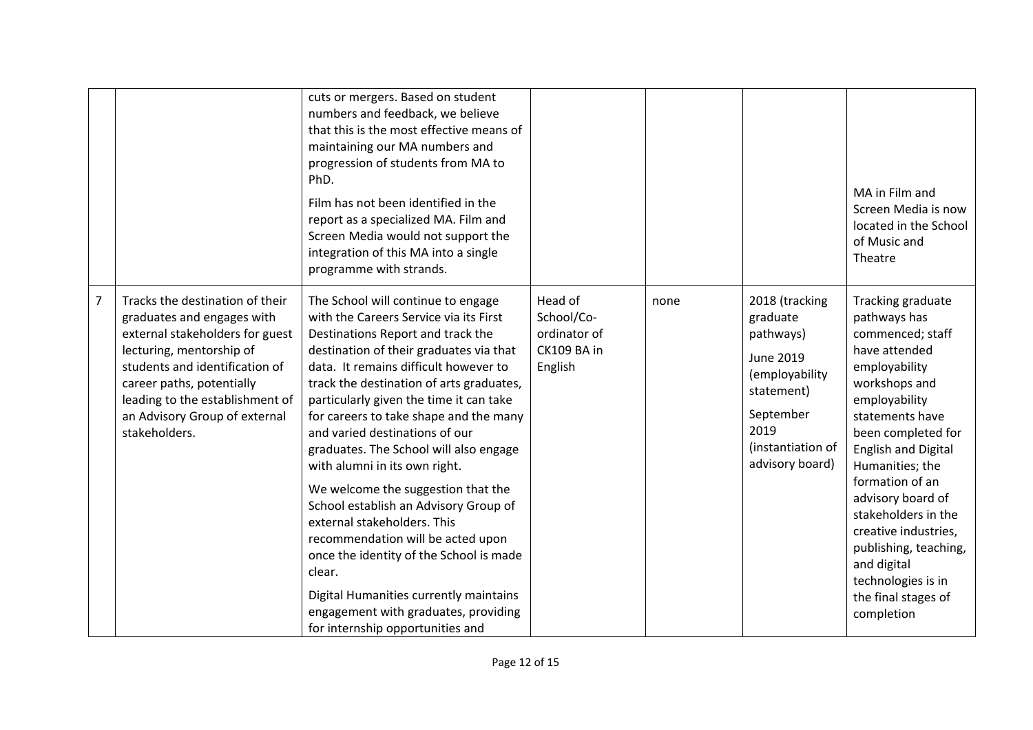| | | | | | | |
|---|---|---|---|---|---|---|
| | | cuts or mergers. Based on student numbers and feedback, we believe that this is the most effective means of maintaining our MA numbers and progression of students from MA to PhD.<br><br>Film has not been identified in the report as a specialized MA. Film and Screen Media would not support the integration of this MA into a single programme with strands. | | | | MA in Film and Screen Media is now located in the School of Music and Theatre |
| 7 | Tracks the destination of their graduates and engages with external stakeholders for guest lecturing, mentorship of students and identification of career paths, potentially leading to the establishment of an Advisory Group of external stakeholders. | The School will continue to engage with the Careers Service via its First Destinations Report and track the destination of their graduates via that data. It remains difficult however to track the destination of arts graduates, particularly given the time it can take for careers to take shape and the many and varied destinations of our graduates. The School will also engage with alumni in its own right.<br><br>We welcome the suggestion that the School establish an Advisory Group of external stakeholders. This recommendation will be acted upon once the identity of the School is made clear.<br><br>Digital Humanities currently maintains engagement with graduates, providing for internship opportunities and | Head of School/Co-ordinator of CK109 BA in English | none | 2018 (tracking graduate pathways)<br><br>June 2019 (employability statement)<br><br>September 2019 (instantiation of advisory board) | Tracking graduate pathways has commenced; staff have attended employability workshops and employability statements have been completed for English and Digital Humanities; the formation of an advisory board of stakeholders in the creative industries, publishing, teaching, and digital technologies is in the final stages of completion |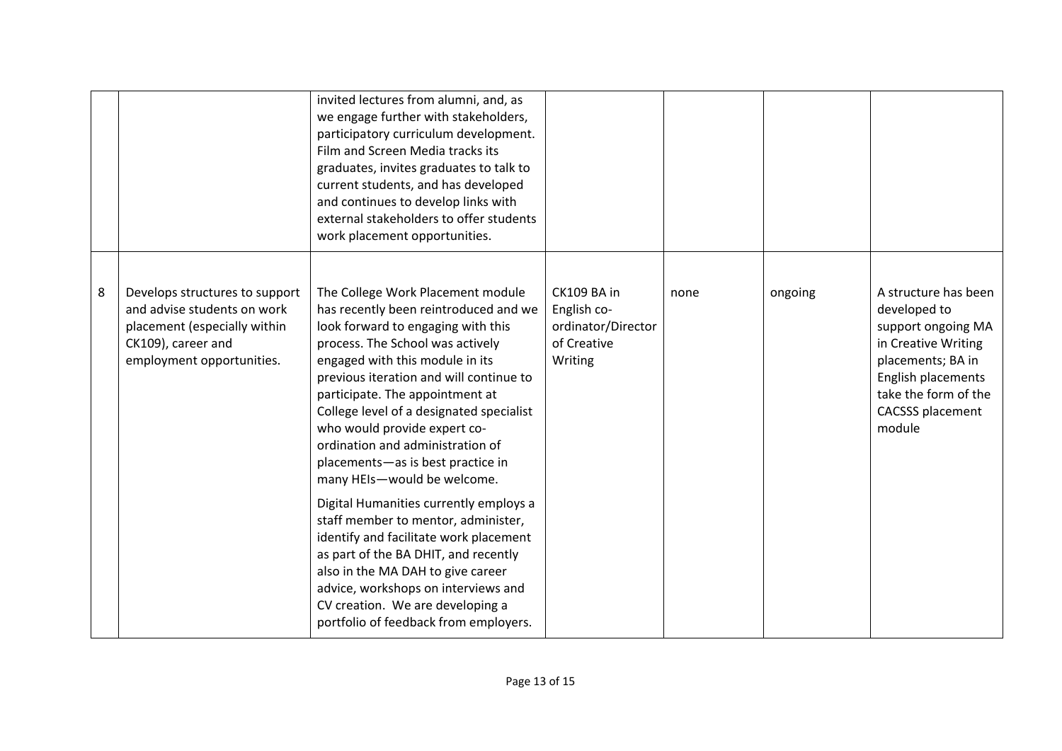| | | | | | | |
|---|---|---|---|---|---|---|
| | | invited lectures from alumni, and, as we engage further with stakeholders, participatory curriculum development. Film and Screen Media tracks its graduates, invites graduates to talk to current students, and has developed and continues to develop links with external stakeholders to offer students work placement opportunities. | | | | |
| 8 | Develops structures to support and advise students on work placement (especially within CK109), career and employment opportunities. | The College Work Placement module has recently been reintroduced and we look forward to engaging with this process. The School was actively engaged with this module in its previous iteration and will continue to participate. The appointment at College level of a designated specialist who would provide expert co-ordination and administration of placements—as is best practice in many HEIs—would be welcome.<br><br>Digital Humanities currently employs a staff member to mentor, administer, identify and facilitate work placement as part of the BA DHIT, and recently also in the MA DAH to give career advice, workshops on interviews and CV creation. We are developing a portfolio of feedback from employers. | CK109 BA in English co-ordinator/Director of Creative Writing | none | ongoing | A structure has been developed to support ongoing MA in Creative Writing placements; BA in English placements take the form of the CACSSS placement module |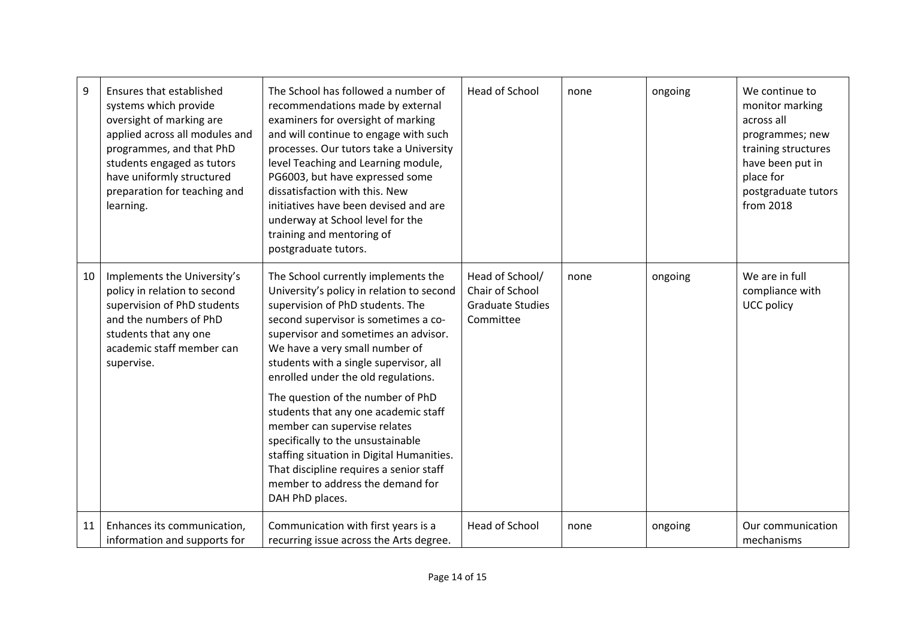| | | | | | | |
|---|---|---|---|---|---|---|
| 9 | Ensures that established systems which provide oversight of marking are applied across all modules and programmes, and that PhD students engaged as tutors have uniformly structured preparation for teaching and learning. | The School has followed a number of recommendations made by external examiners for oversight of marking and will continue to engage with such processes. Our tutors take a University level Teaching and Learning module, PG6003, but have expressed some dissatisfaction with this. New initiatives have been devised and are underway at School level for the training and mentoring of postgraduate tutors. | Head of School | none | ongoing | We continue to monitor marking across all programmes; new training structures have been put in place for postgraduate tutors from 2018 |
| 10 | Implements the University's policy in relation to second supervision of PhD students and the numbers of PhD students that any one academic staff member can supervise. | The School currently implements the University's policy in relation to second supervision of PhD students. The second supervisor is sometimes a co-supervisor and sometimes an advisor. We have a very small number of students with a single supervisor, all enrolled under the old regulations.<br><br>The question of the number of PhD students that any one academic staff member can supervise relates specifically to the unsustainable staffing situation in Digital Humanities. That discipline requires a senior staff member to address the demand for DAH PhD places. | Head of School/ Chair of School Graduate Studies Committee | none | ongoing | We are in full compliance with UCC policy |
| 11 | Enhances its communication, information and supports for | Communication with first years is a recurring issue across the Arts degree. | Head of School | none | ongoing | Our communication mechanisms |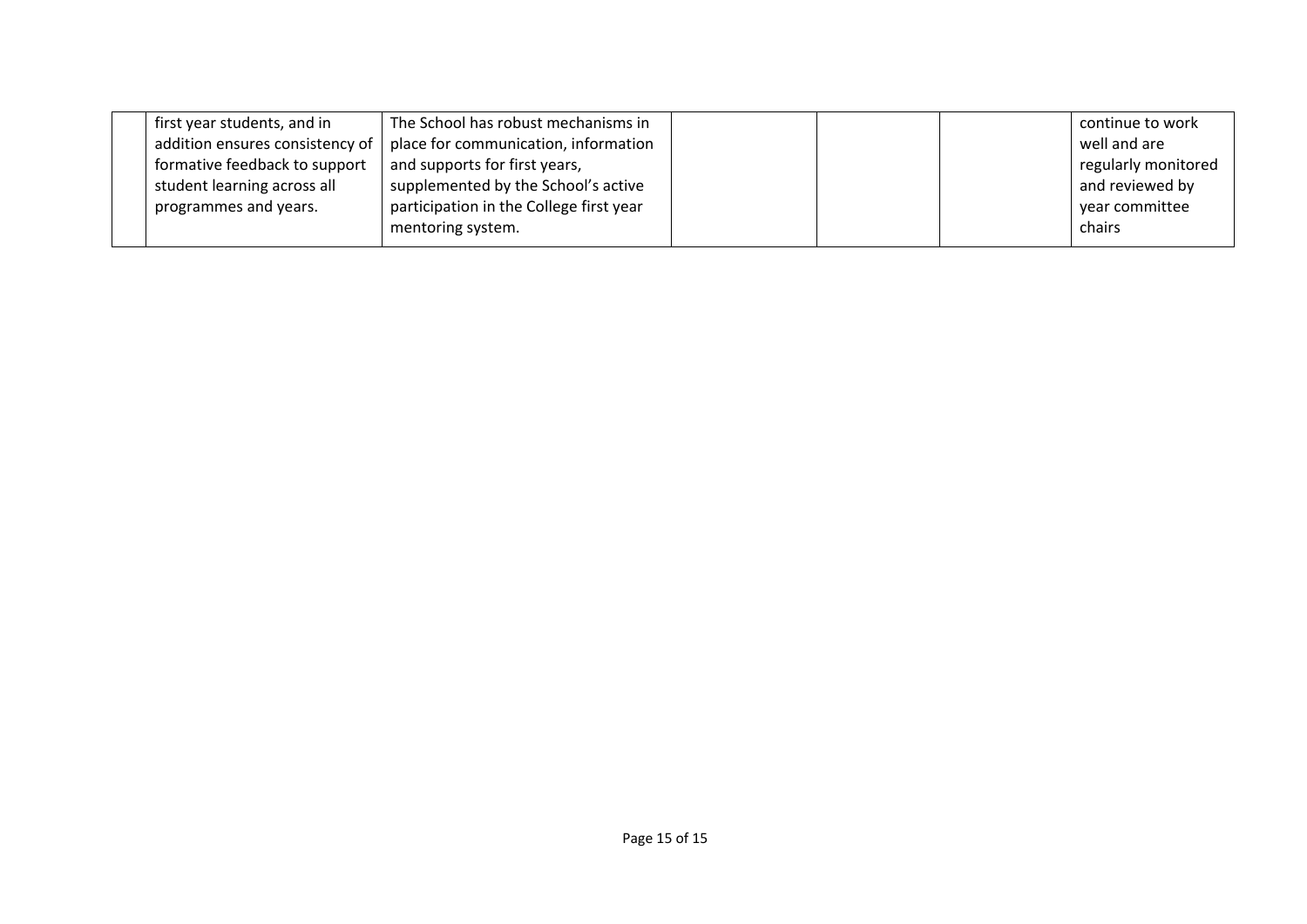| | | | | | | |
|---|---|---|---|---|---|---|
| | first year students, and in addition ensures consistency of formative feedback to support student learning across all programmes and years. | The School has robust mechanisms in place for communication, information and supports for first years, supplemented by the School's active participation in the College first year mentoring system. | | | | continue to work well and are regularly monitored and reviewed by year committee chairs |